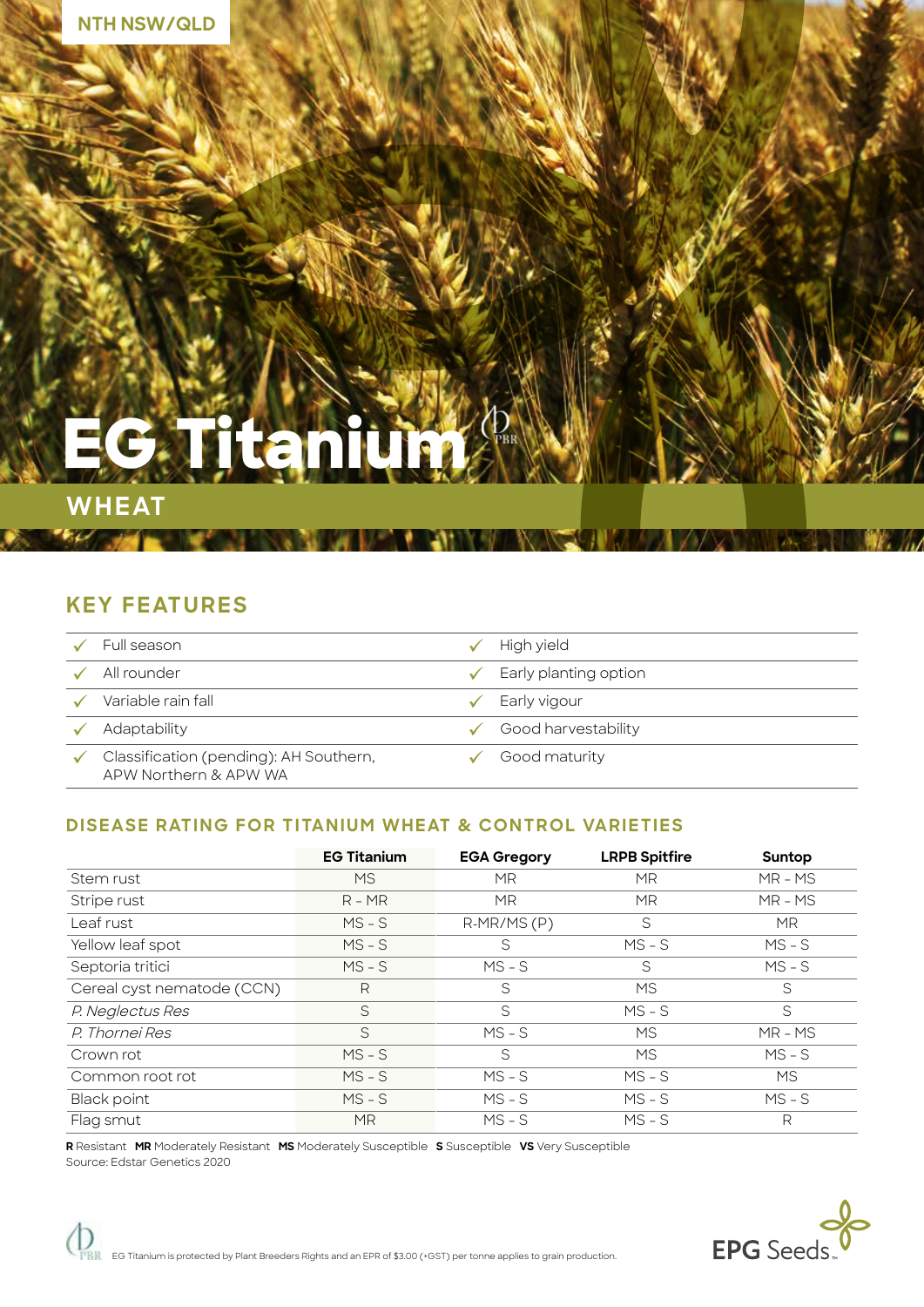NTH NSW/QLD

# EG Titanium

## WHEAT

## KEY FEATURES

- ✓ Full season
- ✓ All rounder
- ✓ Variable rain fall
- ✓ Adaptability
- ✓ Classification (pending): AH Southern, APW Northern & APW WA
- ✓ High yield
- ✓ Early planting option
- ✓ Early vigour
- ✓ Good harvestability
- ✓ Good maturity

### DISEASE RATING FOR TITANIUM WHEAT & CONTROL VARIETIES

| | EG Titanium | EGA Gregory | LRPB Spitfire | Suntop |
|---|---|---|---|---|
| Stem rust | MS | MR | MR | MR - MS |
| Stripe rust | R - MR | MR | MR | MR - MS |
| Leaf rust | MS - S | R-MR/MS (P) | S | MR |
| Yellow leaf spot | MS - S | S | MS - S | MS - S |
| Septoria tritici | MS - S | MS - S | S | MS - S |
| Cereal cyst nematode (CCN) | R | S | MS | S |
| *P. Neglectus Res* | S | S | MS - S | S |
| *P. Thornei Res* | S | MS - S | MS | MR - MS |
| Crown rot | MS - S | S | MS | MS - S |
| Common root rot | MS - S | MS - S | MS - S | MS |
| Black point | MS - S | MS - S | MS - S | MS - S |
| Flag smut | MR | MS - S | MS - S | R |

**R** Resistant **MR** Moderately Resistant **MS** Moderately Susceptible **S** Susceptible **VS** Very Susceptible
Source: Edstar Genetics 2020

EG Titanium is protected by Plant Breeders Rights and an EPR of $3.00 (+GST) per tonne applies to grain production.

EPG Seeds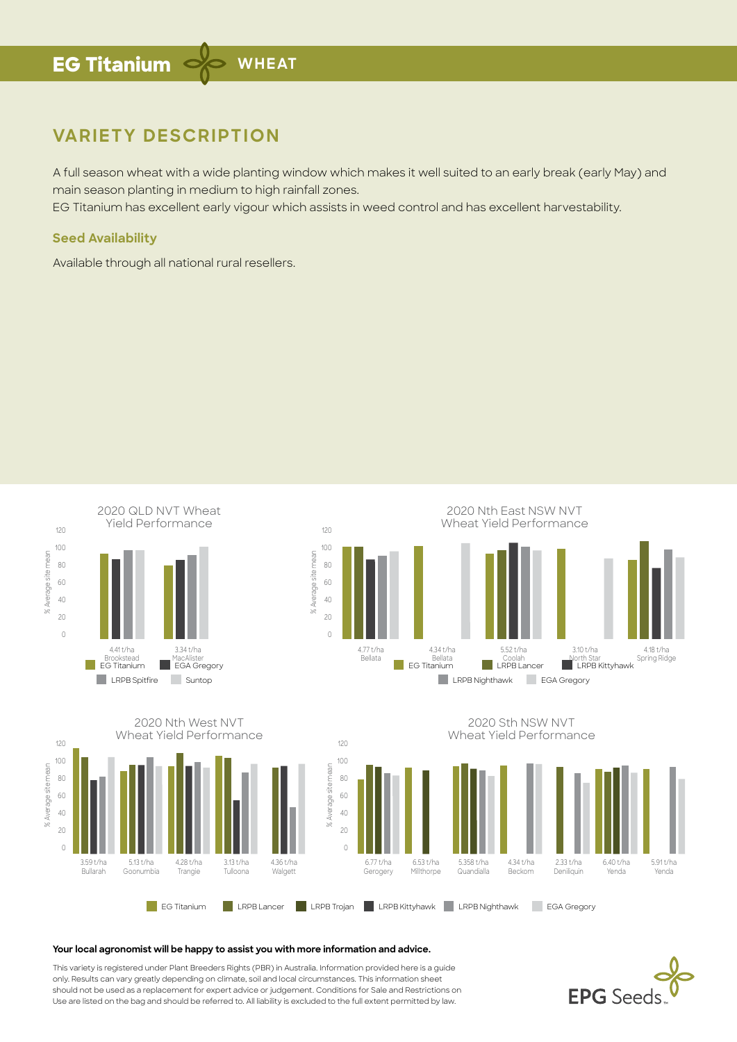# EG Titanium WHEAT

## VARIETY DESCRIPTION

A full season wheat with a wide planting window which makes it well suited to an early break (early May) and main season planting in medium to high rainfall zones.
EG Titanium has excellent early vigour which assists in weed control and has excellent harvestability.

### Seed Availability

Available through all national rural resellers.

2020 QLD NVT Wheat Yield Performance

% Average site mean

120
100
80
60
40
20
0

4.41 t/ha Brookstead
3.34 t/ha MacAlister

EG Titanium
EGA Gregory
LRPB Spitfire
Suntop

2020 Nth East NSW NVT Wheat Yield Performance

% Average site mean

120
100
80
60
40
20
0

4.77 t/ha Bellata
4.34 t/ha Bellata
5.52 t/ha Coolah
3.10 t/ha North Star
4.18 t/ha Spring Ridge

EG Titanium
LRPB Lancer
LRPB Kittyhawk
LRPB Nighthawk
EGA Gregory

2020 Nth West NVT Wheat Yield Performance

% Average site mean

120
100
80
60
40
20
0

3.59 t/ha Bullarah
5.13 t/ha Goonumbia
4.28 t/ha Trangie
3.13 t/ha Tulloona
4.36 t/ha Walgett

2020 Sth NSW NVT Wheat Yield Performance

% Average site mean

120
100
80
60
40
20
0

6.77 t/ha Gerogery
6.53 t/ha Millthorpe
5.358 t/ha Quandialla
4.34 t/ha Beckom
2.33 t/ha Deniliquin
6.40 t/ha Yenda
5.91 t/ha Yenda

EG Titanium
LRPB Lancer
LRPB Trojan
LRPB Kittyhawk
LRPB Nighthawk
EGA Gregory

**Your local agronomist will be happy to assist you with more information and advice.**

This variety is registered under Plant Breeders Rights (PBR) in Australia. Information provided here is a guide only. Results can vary greatly depending on climate, soil and local circumstances. This information sheet should not be used as a replacement for expert advice or judgement. Conditions for Sale and Restrictions on Use are listed on the bag and should be referred to. All liability is excluded to the full extent permitted by law.

EPG Seeds